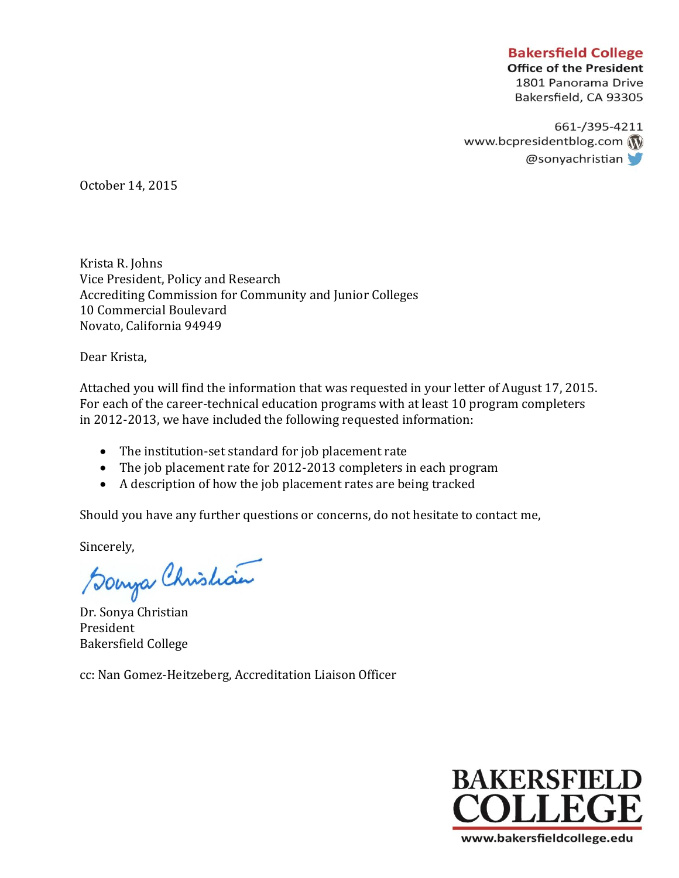**Bakersfield College**
**Office of the President**
1801 Panorama Drive
Bakersfield, CA 93305

661-/395-4211
www.bcpresidentblog.com
@sonyachristian

October 14, 2015

Krista R. Johns
Vice President, Policy and Research
Accrediting Commission for Community and Junior Colleges
10 Commercial Boulevard
Novato, California 94949

Dear Krista,

Attached you will find the information that was requested in your letter of August 17, 2015. For each of the career-technical education programs with at least 10 program completers in 2012-2013, we have included the following requested information:

- The institution-set standard for job placement rate
- The job placement rate for 2012-2013 completers in each program
- A description of how the job placement rates are being tracked

Should you have any further questions or concerns, do not hesitate to contact me,

Sincerely,

Dr. Sonya Christian
President
Bakersfield College

cc: Nan Gomez-Heitzeberg, Accreditation Liaison Officer

BAKERSFIELD COLLEGE
www.bakersfieldcollege.edu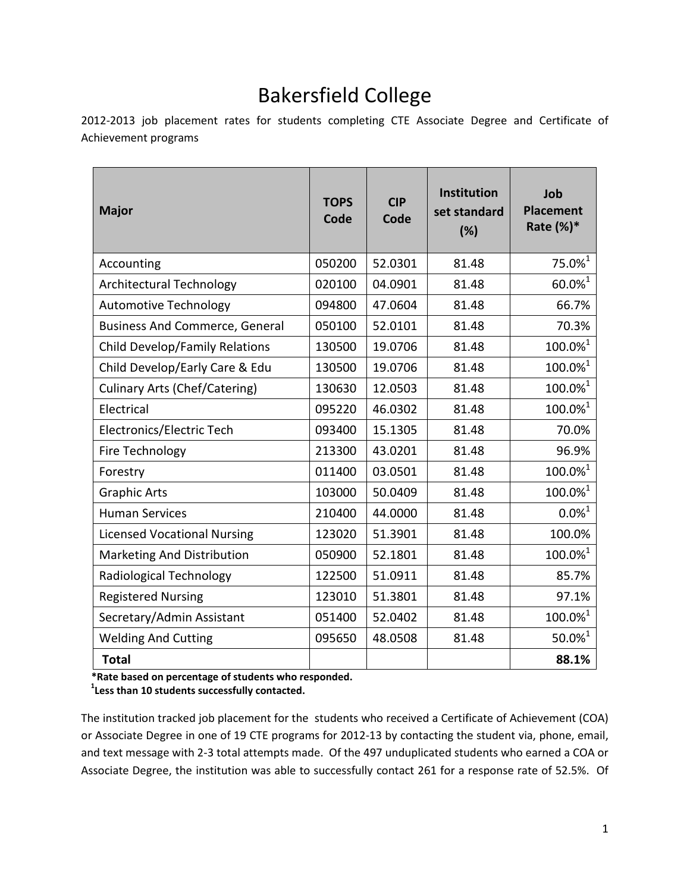# Bakersfield College

2012-2013 job placement rates for students completing CTE Associate Degree and Certificate of Achievement programs

| Major | TOPS Code | CIP Code | Institution set standard (%) | Job Placement Rate (%)* |
|---|---|---|---|---|
| Accounting | 050200 | 52.0301 | 81.48 | 75.0%[1] |
| Architectural Technology | 020100 | 04.0901 | 81.48 | 60.0%[1] |
| Automotive Technology | 094800 | 47.0604 | 81.48 | 66.7% |
| Business And Commerce, General | 050100 | 52.0101 | 81.48 | 70.3% |
| Child Develop/Family Relations | 130500 | 19.0706 | 81.48 | 100.0%[1] |
| Child Develop/Early Care & Edu | 130500 | 19.0706 | 81.48 | 100.0%[1] |
| Culinary Arts (Chef/Catering) | 130630 | 12.0503 | 81.48 | 100.0%[1] |
| Electrical | 095220 | 46.0302 | 81.48 | 100.0%[1] |
| Electronics/Electric Tech | 093400 | 15.1305 | 81.48 | 70.0% |
| Fire Technology | 213300 | 43.0201 | 81.48 | 96.9% |
| Forestry | 011400 | 03.0501 | 81.48 | 100.0%[1] |
| Graphic Arts | 103000 | 50.0409 | 81.48 | 100.0%[1] |
| Human Services | 210400 | 44.0000 | 81.48 | 0.0%[1] |
| Licensed Vocational Nursing | 123020 | 51.3901 | 81.48 | 100.0% |
| Marketing And Distribution | 050900 | 52.1801 | 81.48 | 100.0%[1] |
| Radiological Technology | 122500 | 51.0911 | 81.48 | 85.7% |
| Registered Nursing | 123010 | 51.3801 | 81.48 | 97.1% |
| Secretary/Admin Assistant | 051400 | 52.0402 | 81.48 | 100.0%[1] |
| Welding And Cutting | 095650 | 48.0508 | 81.48 | 50.0%[1] |
| **Total** | | | | **88.1%** |

**\*Rate based on percentage of students who responded.**
**[1]Less than 10 students successfully contacted.**

The institution tracked job placement for the students who received a Certificate of Achievement (COA) or Associate Degree in one of 19 CTE programs for 2012-13 by contacting the student via, phone, email, and text message with 2-3 total attempts made. Of the 497 unduplicated students who earned a COA or Associate Degree, the institution was able to successfully contact 261 for a response rate of 52.5%. Of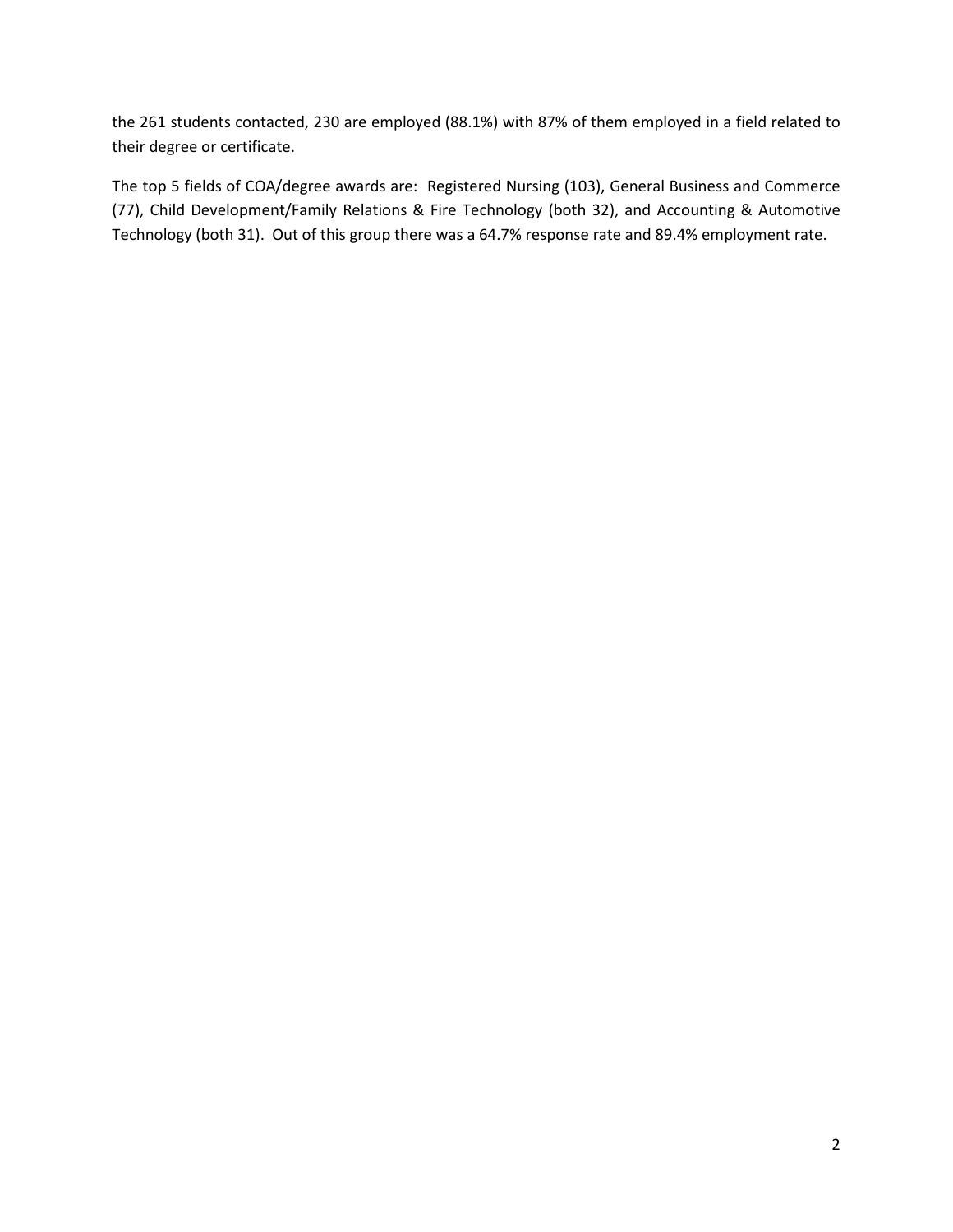the 261 students contacted, 230 are employed (88.1%) with 87% of them employed in a field related to their degree or certificate.

The top 5 fields of COA/degree awards are: Registered Nursing (103), General Business and Commerce (77), Child Development/Family Relations & Fire Technology (both 32), and Accounting & Automotive Technology (both 31). Out of this group there was a 64.7% response rate and 89.4% employment rate.